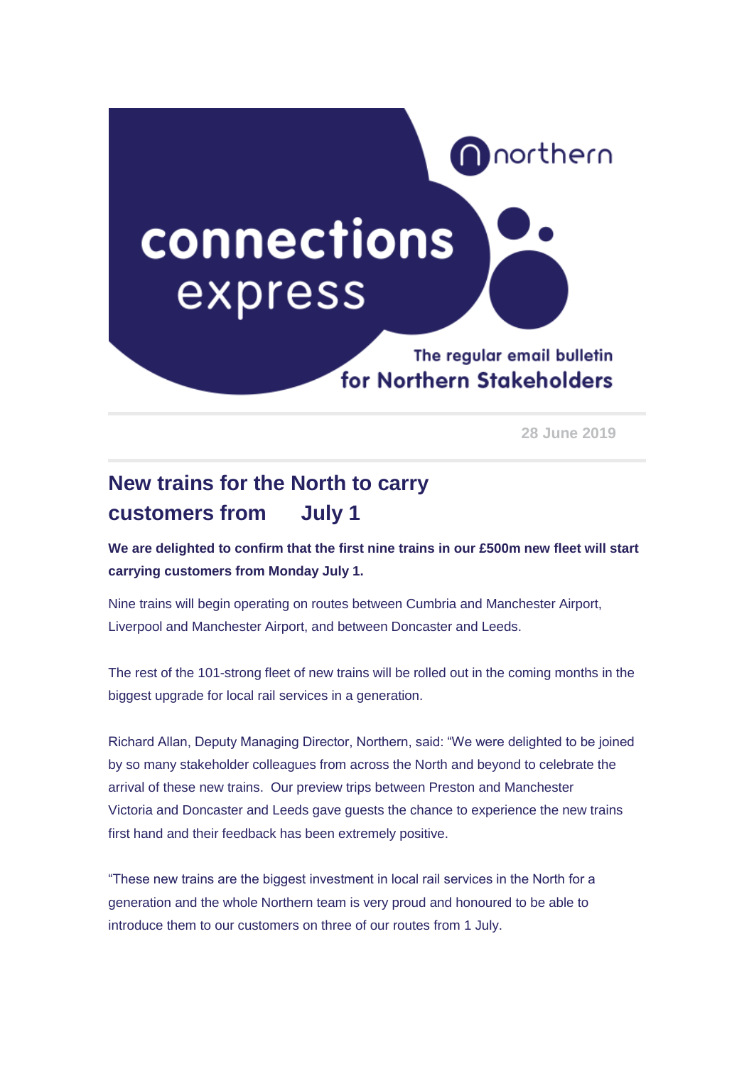# connections express

northern

The regular email bulletin for Northern Stakeholders

28 June 2019

## New trains for the North to carry customers from July 1

**We are delighted to confirm that the first nine trains in our £500m new fleet will start carrying customers from Monday July 1.**

Nine trains will begin operating on routes between Cumbria and Manchester Airport, Liverpool and Manchester Airport, and between Doncaster and Leeds.

The rest of the 101-strong fleet of new trains will be rolled out in the coming months in the biggest upgrade for local rail services in a generation.

Richard Allan, Deputy Managing Director, Northern, said: "We were delighted to be joined by so many stakeholder colleagues from across the North and beyond to celebrate the arrival of these new trains. Our preview trips between Preston and Manchester Victoria and Doncaster and Leeds gave guests the chance to experience the new trains first hand and their feedback has been extremely positive.

"These new trains are the biggest investment in local rail services in the North for a generation and the whole Northern team is very proud and honoured to be able to introduce them to our customers on three of our routes from 1 July.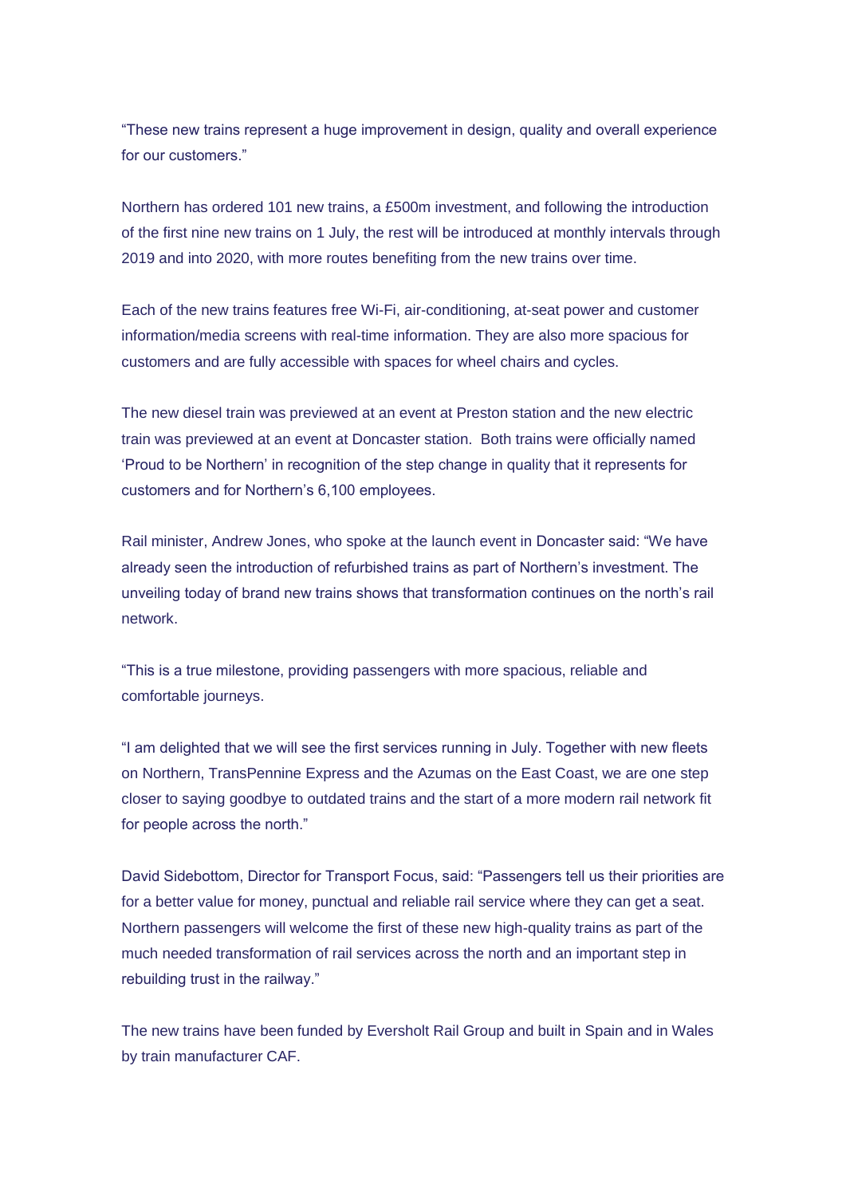“These new trains represent a huge improvement in design, quality and overall experience for our customers.”

Northern has ordered 101 new trains, a £500m investment, and following the introduction of the first nine new trains on 1 July, the rest will be introduced at monthly intervals through 2019 and into 2020, with more routes benefiting from the new trains over time.

Each of the new trains features free Wi-Fi, air-conditioning, at-seat power and customer information/media screens with real-time information. They are also more spacious for customers and are fully accessible with spaces for wheel chairs and cycles.

The new diesel train was previewed at an event at Preston station and the new electric train was previewed at an event at Doncaster station. Both trains were officially named ‘Proud to be Northern’ in recognition of the step change in quality that it represents for customers and for Northern’s 6,100 employees.

Rail minister, Andrew Jones, who spoke at the launch event in Doncaster said: “We have already seen the introduction of refurbished trains as part of Northern’s investment. The unveiling today of brand new trains shows that transformation continues on the north’s rail network.

“This is a true milestone, providing passengers with more spacious, reliable and comfortable journeys.

“I am delighted that we will see the first services running in July. Together with new fleets on Northern, TransPennine Express and the Azumas on the East Coast, we are one step closer to saying goodbye to outdated trains and the start of a more modern rail network fit for people across the north.”

David Sidebottom, Director for Transport Focus, said: “Passengers tell us their priorities are for a better value for money, punctual and reliable rail service where they can get a seat. Northern passengers will welcome the first of these new high-quality trains as part of the much needed transformation of rail services across the north and an important step in rebuilding trust in the railway.”

The new trains have been funded by Eversholt Rail Group and built in Spain and in Wales by train manufacturer CAF.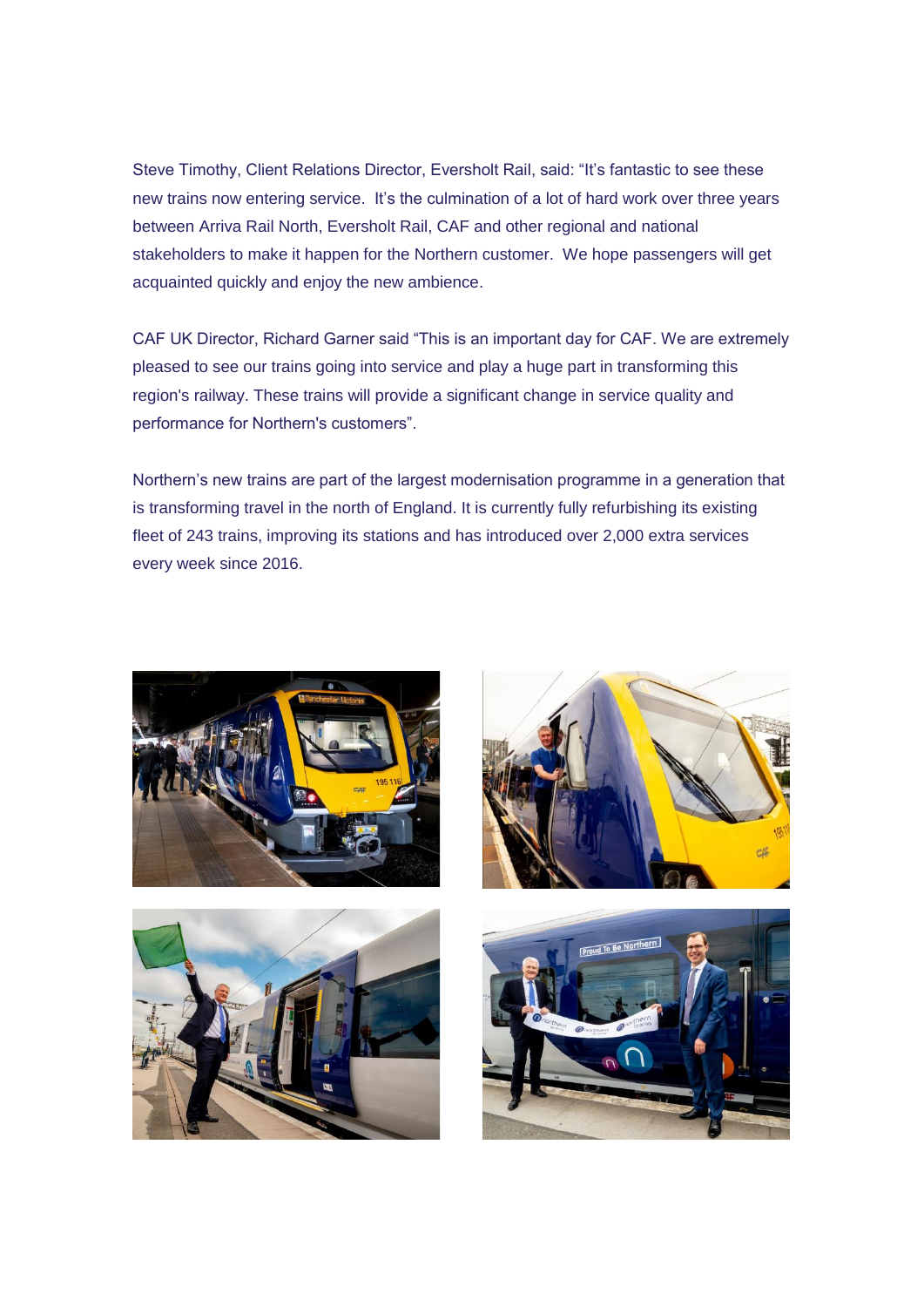Steve Timothy, Client Relations Director, Eversholt Rail, said: "It's fantastic to see these new trains now entering service. It's the culmination of a lot of hard work over three years between Arriva Rail North, Eversholt Rail, CAF and other regional and national stakeholders to make it happen for the Northern customer. We hope passengers will get acquainted quickly and enjoy the new ambience.

CAF UK Director, Richard Garner said "This is an important day for CAF. We are extremely pleased to see our trains going into service and play a huge part in transforming this region's railway. These trains will provide a significant change in service quality and performance for Northern's customers".

Northern's new trains are part of the largest modernisation programme in a generation that is transforming travel in the north of England. It is currently fully refurbishing its existing fleet of 243 trains, improving its stations and has introduced over 2,000 extra services every week since 2016.